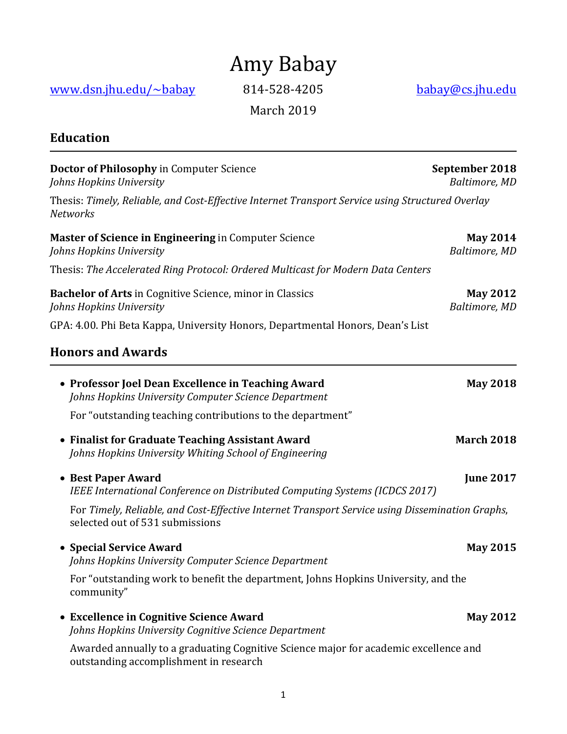# Amy Babay

[www.dsn.jhu.edu/~babay](http://www.dsn.jhu.edu/~babay) 814-528-4205 [babay@cs.jhu.edu](mailto:babay@cs.jhu.edu)

March 2019

## Education

**Doctor of Philosophy** in Computer Science **September 2018**
*Johns Hopkins University* *Baltimore, MD*

Thesis: *Timely, Reliable, and Cost-Effective Internet Transport Service using Structured Overlay Networks*

**Master of Science in Engineering** in Computer Science **May 2014**
*Johns Hopkins University* *Baltimore, MD*

Thesis: *The Accelerated Ring Protocol: Ordered Multicast for Modern Data Centers*

**Bachelor of Arts** in Cognitive Science, minor in Classics **May 2012**
*Johns Hopkins University* *Baltimore, MD*

GPA: 4.00. Phi Beta Kappa, University Honors, Departmental Honors, Dean's List

## Honors and Awards

- **Professor Joel Dean Excellence in Teaching Award** **May 2018**
  *Johns Hopkins University Computer Science Department*

  For "outstanding teaching contributions to the department"

- **Finalist for Graduate Teaching Assistant Award** **March 2018**
  *Johns Hopkins University Whiting School of Engineering*

- **Best Paper Award** **June 2017**
  *IEEE International Conference on Distributed Computing Systems (ICDCS 2017)*

  For *Timely, Reliable, and Cost-Effective Internet Transport Service using Dissemination Graphs*, selected out of 531 submissions

- **Special Service Award** **May 2015**
  *Johns Hopkins University Computer Science Department*

  For "outstanding work to benefit the department, Johns Hopkins University, and the community"

- **Excellence in Cognitive Science Award** **May 2012**
  *Johns Hopkins University Cognitive Science Department*

  Awarded annually to a graduating Cognitive Science major for academic excellence and outstanding accomplishment in research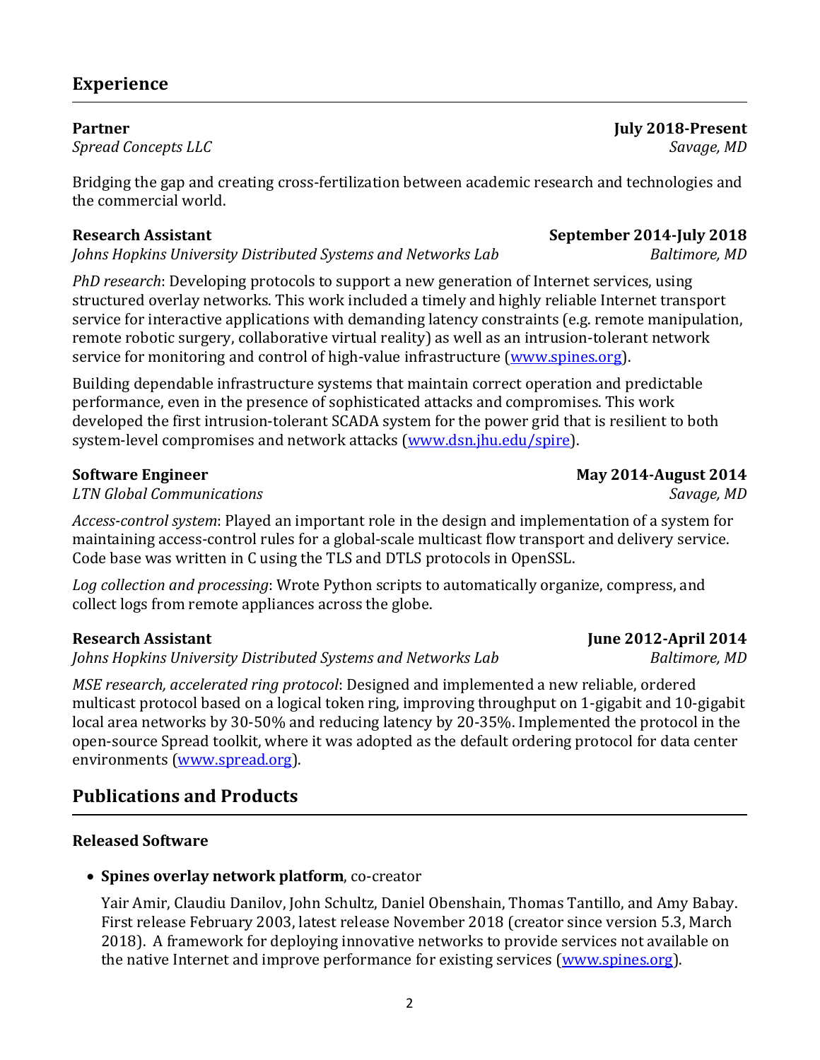## Experience

**Partner** **July 2018-Present**
*Spread Concepts LLC* *Savage, MD*

Bridging the gap and creating cross-fertilization between academic research and technologies and the commercial world.

**Research Assistant** **September 2014-July 2018**
*Johns Hopkins University Distributed Systems and Networks Lab* *Baltimore, MD*

*PhD research*: Developing protocols to support a new generation of Internet services, using structured overlay networks. This work included a timely and highly reliable Internet transport service for interactive applications with demanding latency constraints (e.g. remote manipulation, remote robotic surgery, collaborative virtual reality) as well as an intrusion-tolerant network service for monitoring and control of high-value infrastructure (www.spines.org).

Building dependable infrastructure systems that maintain correct operation and predictable performance, even in the presence of sophisticated attacks and compromises. This work developed the first intrusion-tolerant SCADA system for the power grid that is resilient to both system-level compromises and network attacks (www.dsn.jhu.edu/spire).

**Software Engineer** **May 2014-August 2014**
*LTN Global Communications* *Savage, MD*

*Access-control system*: Played an important role in the design and implementation of a system for maintaining access-control rules for a global-scale multicast flow transport and delivery service. Code base was written in C using the TLS and DTLS protocols in OpenSSL.

*Log collection and processing*: Wrote Python scripts to automatically organize, compress, and collect logs from remote appliances across the globe.

**Research Assistant** **June 2012-April 2014**
*Johns Hopkins University Distributed Systems and Networks Lab* *Baltimore, MD*

*MSE research, accelerated ring protocol*: Designed and implemented a new reliable, ordered multicast protocol based on a logical token ring, improving throughput on 1-gigabit and 10-gigabit local area networks by 30-50% and reducing latency by 20-35%. Implemented the protocol in the open-source Spread toolkit, where it was adopted as the default ordering protocol for data center environments (www.spread.org).

## Publications and Products

### Released Software

- **Spines overlay network platform**, co-creator

  Yair Amir, Claudiu Danilov, John Schultz, Daniel Obenshain, Thomas Tantillo, and Amy Babay. First release February 2003, latest release November 2018 (creator since version 5.3, March 2018). A framework for deploying innovative networks to provide services not available on the native Internet and improve performance for existing services (www.spines.org).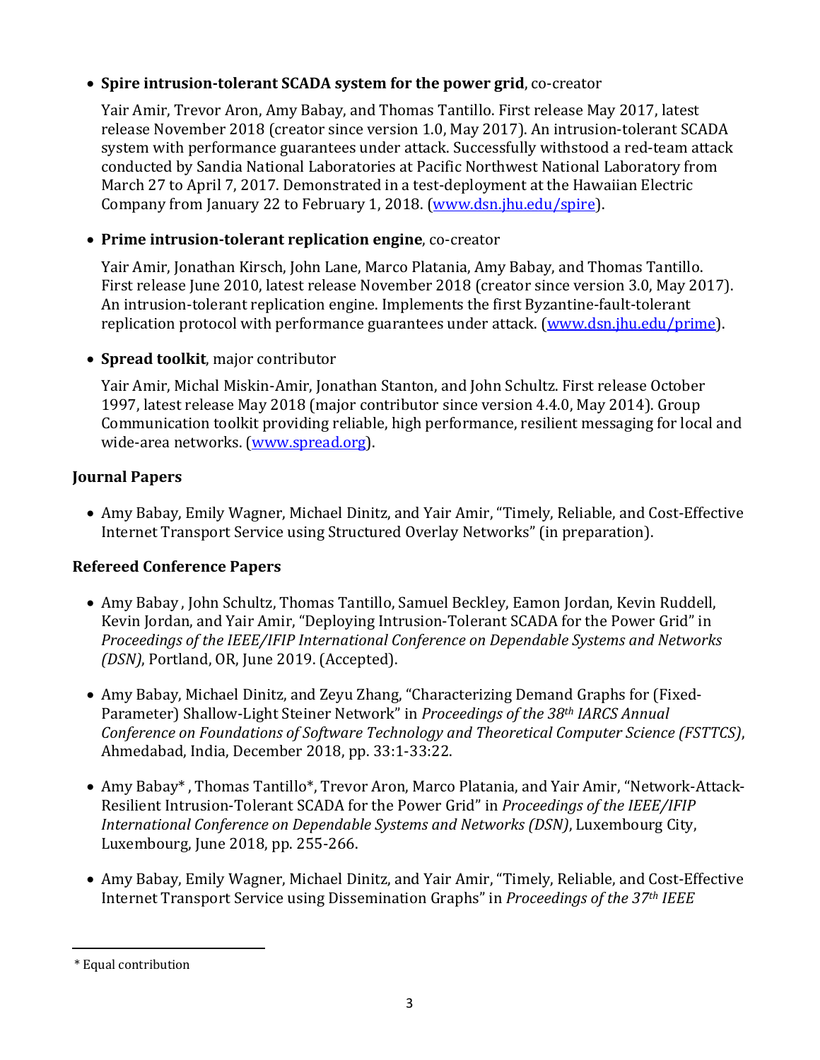- **Spire intrusion-tolerant SCADA system for the power grid**, co-creator

  Yair Amir, Trevor Aron, Amy Babay, and Thomas Tantillo. First release May 2017, latest release November 2018 (creator since version 1.0, May 2017). An intrusion-tolerant SCADA system with performance guarantees under attack. Successfully withstood a red-team attack conducted by Sandia National Laboratories at Pacific Northwest National Laboratory from March 27 to April 7, 2017. Demonstrated in a test-deployment at the Hawaiian Electric Company from January 22 to February 1, 2018. ([www.dsn.jhu.edu/spire](www.dsn.jhu.edu/spire)).

- **Prime intrusion-tolerant replication engine**, co-creator

  Yair Amir, Jonathan Kirsch, John Lane, Marco Platania, Amy Babay, and Thomas Tantillo. First release June 2010, latest release November 2018 (creator since version 3.0, May 2017). An intrusion-tolerant replication engine. Implements the first Byzantine-fault-tolerant replication protocol with performance guarantees under attack. ([www.dsn.jhu.edu/prime](www.dsn.jhu.edu/prime)).

- **Spread toolkit**, major contributor

  Yair Amir, Michal Miskin-Amir, Jonathan Stanton, and John Schultz. First release October 1997, latest release May 2018 (major contributor since version 4.4.0, May 2014). Group Communication toolkit providing reliable, high performance, resilient messaging for local and wide-area networks. ([www.spread.org](www.spread.org)).

## Journal Papers

- Amy Babay, Emily Wagner, Michael Dinitz, and Yair Amir, "Timely, Reliable, and Cost-Effective Internet Transport Service using Structured Overlay Networks" (in preparation).

## Refereed Conference Papers

- Amy Babay , John Schultz, Thomas Tantillo, Samuel Beckley, Eamon Jordan, Kevin Ruddell, Kevin Jordan, and Yair Amir, "Deploying Intrusion-Tolerant SCADA for the Power Grid" in *Proceedings of the IEEE/IFIP International Conference on Dependable Systems and Networks (DSN)*, Portland, OR, June 2019. (Accepted).

- Amy Babay, Michael Dinitz, and Zeyu Zhang, "Characterizing Demand Graphs for (Fixed-Parameter) Shallow-Light Steiner Network" in *Proceedings of the 38th IARCS Annual Conference on Foundations of Software Technology and Theoretical Computer Science (FSTTCS)*, Ahmedabad, India, December 2018, pp. 33:1-33:22.

- Amy Babay* , Thomas Tantillo*, Trevor Aron, Marco Platania, and Yair Amir, "Network-Attack-Resilient Intrusion-Tolerant SCADA for the Power Grid" in *Proceedings of the IEEE/IFIP International Conference on Dependable Systems and Networks (DSN)*, Luxembourg City, Luxembourg, June 2018, pp. 255-266.

- Amy Babay, Emily Wagner, Michael Dinitz, and Yair Amir, "Timely, Reliable, and Cost-Effective Internet Transport Service using Dissemination Graphs" in *Proceedings of the 37th IEEE*

* Equal contribution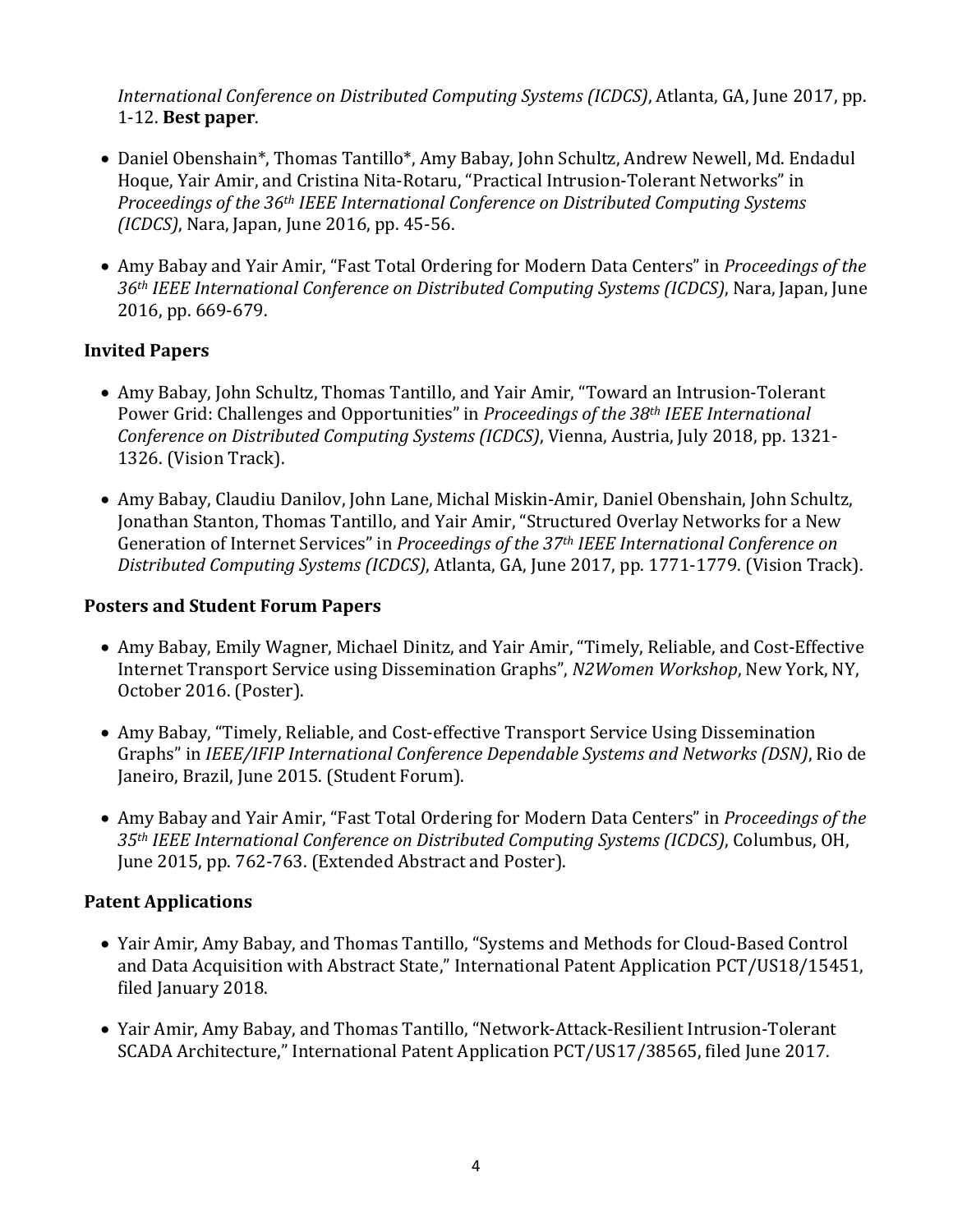*International Conference on Distributed Computing Systems (ICDCS)*, Atlanta, GA, June 2017, pp. 1-12. **Best paper**.

- Daniel Obenshain*, Thomas Tantillo*, Amy Babay, John Schultz, Andrew Newell, Md. Endadul Hoque, Yair Amir, and Cristina Nita-Rotaru, "Practical Intrusion-Tolerant Networks" in *Proceedings of the 36th IEEE International Conference on Distributed Computing Systems (ICDCS)*, Nara, Japan, June 2016, pp. 45-56.

- Amy Babay and Yair Amir, "Fast Total Ordering for Modern Data Centers" in *Proceedings of the 36th IEEE International Conference on Distributed Computing Systems (ICDCS)*, Nara, Japan, June 2016, pp. 669-679.

### Invited Papers

- Amy Babay, John Schultz, Thomas Tantillo, and Yair Amir, "Toward an Intrusion-Tolerant Power Grid: Challenges and Opportunities" in *Proceedings of the 38th IEEE International Conference on Distributed Computing Systems (ICDCS)*, Vienna, Austria, July 2018, pp. 1321-1326. (Vision Track).

- Amy Babay, Claudiu Danilov, John Lane, Michal Miskin-Amir, Daniel Obenshain, John Schultz, Jonathan Stanton, Thomas Tantillo, and Yair Amir, "Structured Overlay Networks for a New Generation of Internet Services" in *Proceedings of the 37th IEEE International Conference on Distributed Computing Systems (ICDCS)*, Atlanta, GA, June 2017, pp. 1771-1779. (Vision Track).

### Posters and Student Forum Papers

- Amy Babay, Emily Wagner, Michael Dinitz, and Yair Amir, "Timely, Reliable, and Cost-Effective Internet Transport Service using Dissemination Graphs", *N2Women Workshop*, New York, NY, October 2016. (Poster).

- Amy Babay, "Timely, Reliable, and Cost-effective Transport Service Using Dissemination Graphs" in *IEEE/IFIP International Conference Dependable Systems and Networks (DSN)*, Rio de Janeiro, Brazil, June 2015. (Student Forum).

- Amy Babay and Yair Amir, "Fast Total Ordering for Modern Data Centers" in *Proceedings of the 35th IEEE International Conference on Distributed Computing Systems (ICDCS)*, Columbus, OH, June 2015, pp. 762-763. (Extended Abstract and Poster).

### Patent Applications

- Yair Amir, Amy Babay, and Thomas Tantillo, "Systems and Methods for Cloud-Based Control and Data Acquisition with Abstract State," International Patent Application PCT/US18/15451, filed January 2018.

- Yair Amir, Amy Babay, and Thomas Tantillo, "Network-Attack-Resilient Intrusion-Tolerant SCADA Architecture," International Patent Application PCT/US17/38565, filed June 2017.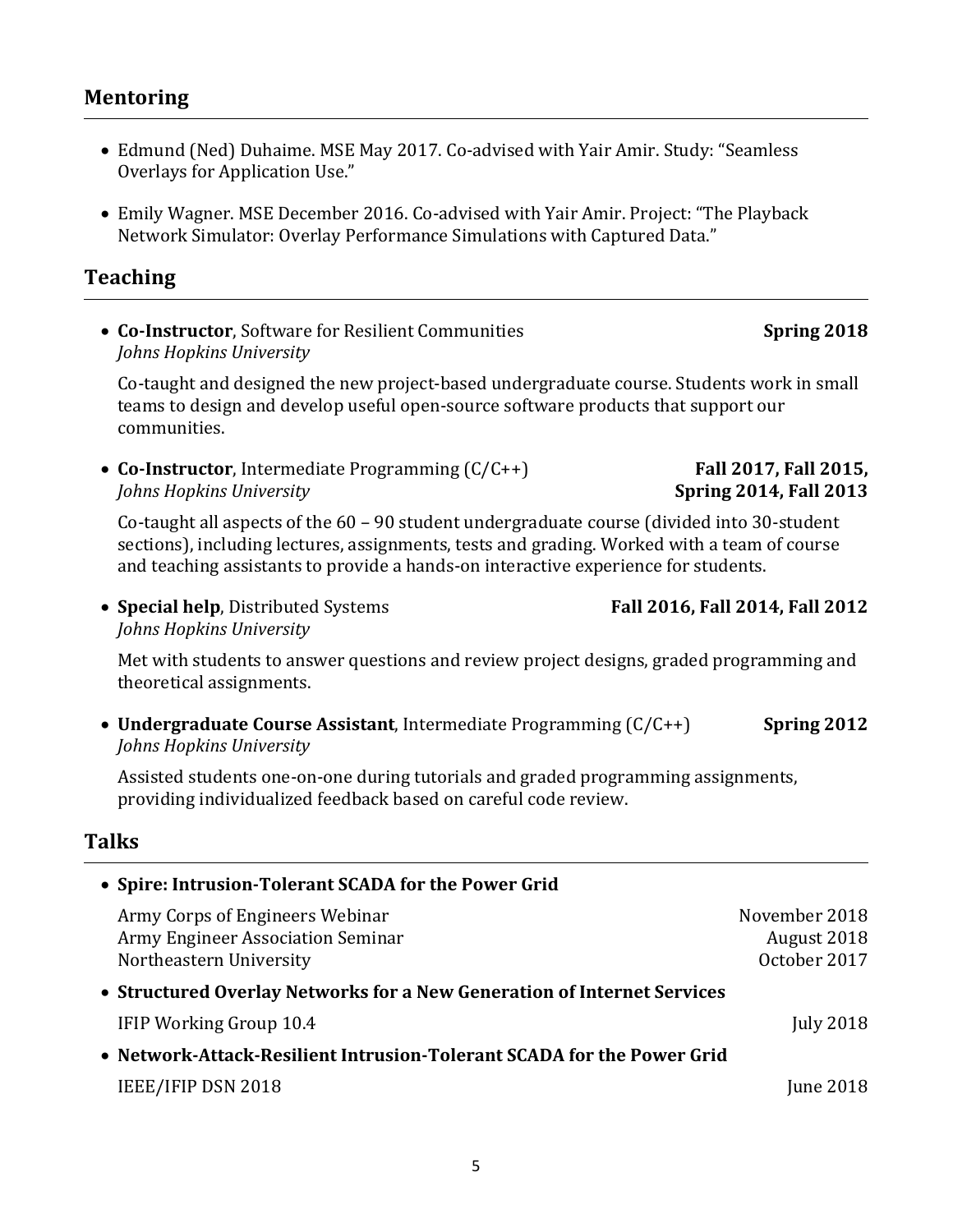## Mentoring

- Edmund (Ned) Duhaime. MSE May 2017. Co-advised with Yair Amir. Study: "Seamless Overlays for Application Use."

- Emily Wagner. MSE December 2016. Co-advised with Yair Amir. Project: "The Playback Network Simulator: Overlay Performance Simulations with Captured Data."

## Teaching

- **Co-Instructor**, Software for Resilient Communities — **Spring 2018**
  *Johns Hopkins University*

  Co-taught and designed the new project-based undergraduate course. Students work in small teams to design and develop useful open-source software products that support our communities.

- **Co-Instructor**, Intermediate Programming (C/C++) — **Fall 2017, Fall 2015, Spring 2014, Fall 2013**
  *Johns Hopkins University*

  Co-taught all aspects of the 60 – 90 student undergraduate course (divided into 30-student sections), including lectures, assignments, tests and grading. Worked with a team of course and teaching assistants to provide a hands-on interactive experience for students.

- **Special help**, Distributed Systems — **Fall 2016, Fall 2014, Fall 2012**
  *Johns Hopkins University*

  Met with students to answer questions and review project designs, graded programming and theoretical assignments.

- **Undergraduate Course Assistant**, Intermediate Programming (C/C++) — **Spring 2012**
  *Johns Hopkins University*

  Assisted students one-on-one during tutorials and graded programming assignments, providing individualized feedback based on careful code review.

## Talks

- **Spire: Intrusion-Tolerant SCADA for the Power Grid**

  Army Corps of Engineers Webinar — November 2018
  Army Engineer Association Seminar — August 2018
  Northeastern University — October 2017

- **Structured Overlay Networks for a New Generation of Internet Services**

  IFIP Working Group 10.4 — July 2018

- **Network-Attack-Resilient Intrusion-Tolerant SCADA for the Power Grid**

  IEEE/IFIP DSN 2018 — June 2018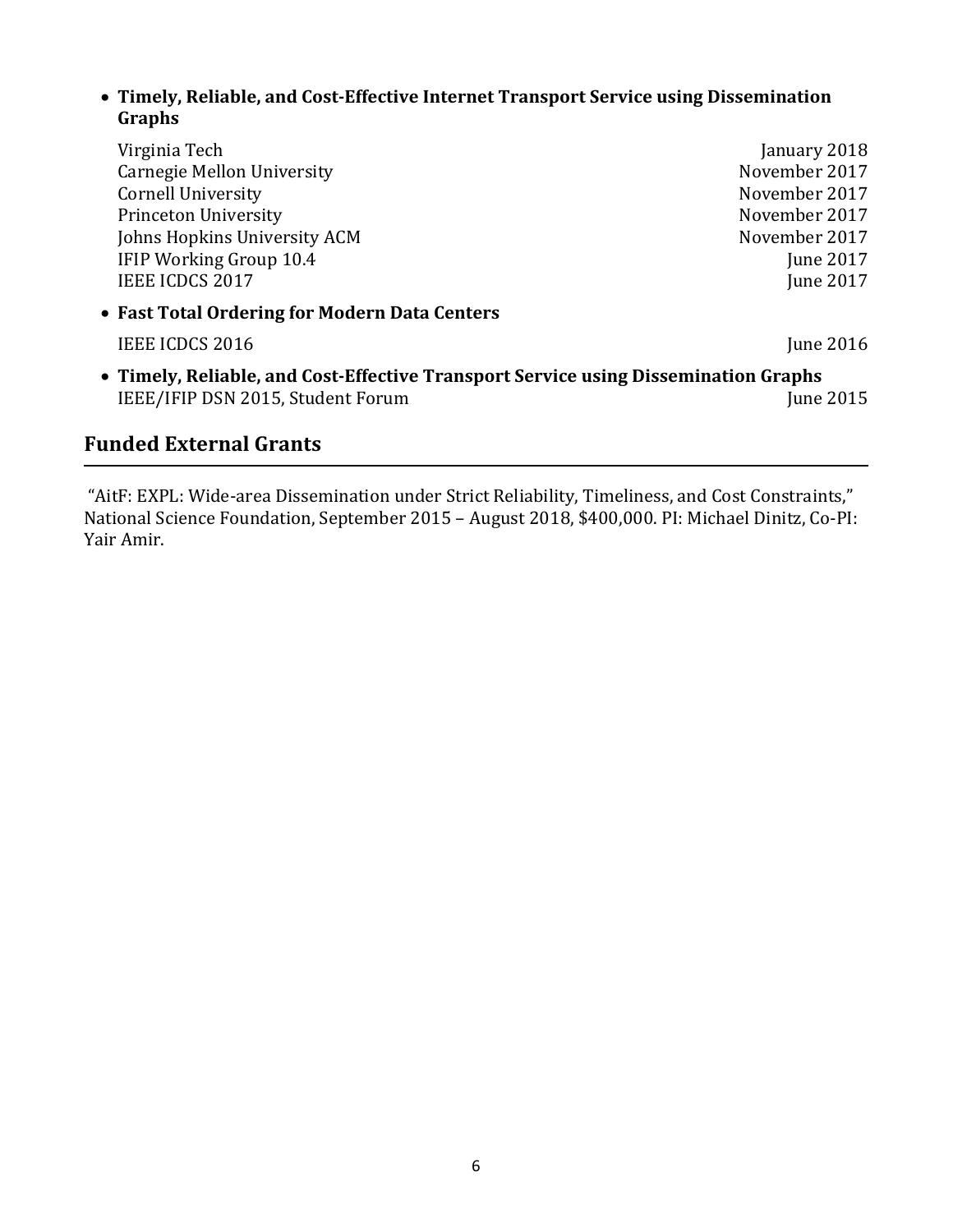- **Timely, Reliable, and Cost-Effective Internet Transport Service using Dissemination Graphs**

  Virginia Tech — January 2018
  Carnegie Mellon University — November 2017
  Cornell University — November 2017
  Princeton University — November 2017
  Johns Hopkins University ACM — November 2017
  IFIP Working Group 10.4 — June 2017
  IEEE ICDCS 2017 — June 2017

- **Fast Total Ordering for Modern Data Centers**

  IEEE ICDCS 2016 — June 2016

- **Timely, Reliable, and Cost-Effective Transport Service using Dissemination Graphs**
  IEEE/IFIP DSN 2015, Student Forum — June 2015

## Funded External Grants

"AitF: EXPL: Wide-area Dissemination under Strict Reliability, Timeliness, and Cost Constraints," National Science Foundation, September 2015 – August 2018, $400,000. PI: Michael Dinitz, Co-PI: Yair Amir.